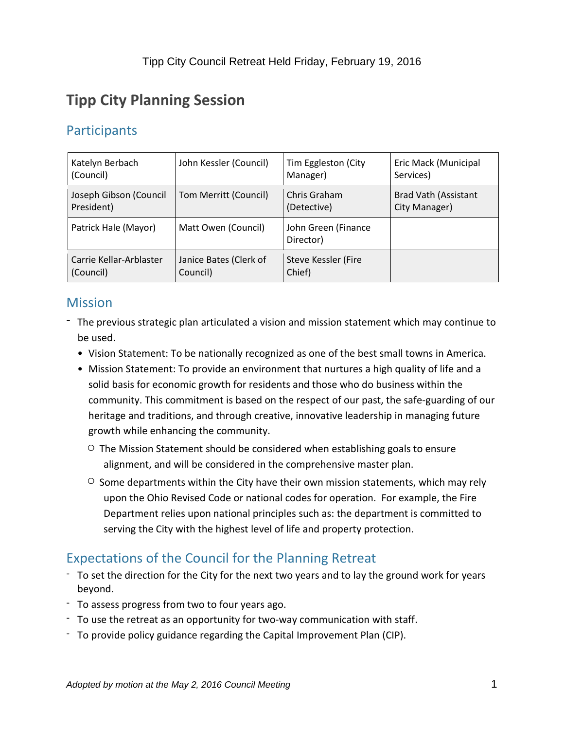Tipp City Council Retreat Held Friday, February 19, 2016

# Tipp City Planning Session

## Participants

| | | | |
|---|---|---|---|
| Katelyn Berbach (Council) | John Kessler (Council) | Tim Eggleston (City Manager) | Eric Mack (Municipal Services) |
| Joseph Gibson (Council President) | Tom Merritt (Council) | Chris Graham (Detective) | Brad Vath (Assistant City Manager) |
| Patrick Hale (Mayor) | Matt Owen (Council) | John Green (Finance Director) | |
| Carrie Kellar-Arblaster (Council) | Janice Bates (Clerk of Council) | Steve Kessler (Fire Chief) | |

## Mission

- The previous strategic plan articulated a vision and mission statement which may continue to be used.
  - Vision Statement: To be nationally recognized as one of the best small towns in America.
  - Mission Statement: To provide an environment that nurtures a high quality of life and a solid basis for economic growth for residents and those who do business within the community. This commitment is based on the respect of our past, the safe-guarding of our heritage and traditions, and through creative, innovative leadership in managing future growth while enhancing the community.
    - The Mission Statement should be considered when establishing goals to ensure alignment, and will be considered in the comprehensive master plan.
    - Some departments within the City have their own mission statements, which may rely upon the Ohio Revised Code or national codes for operation. For example, the Fire Department relies upon national principles such as: the department is committed to serving the City with the highest level of life and property protection.

## Expectations of the Council for the Planning Retreat

- To set the direction for the City for the next two years and to lay the ground work for years beyond.
- To assess progress from two to four years ago.
- To use the retreat as an opportunity for two-way communication with staff.
- To provide policy guidance regarding the Capital Improvement Plan (CIP).

*Adopted by motion at the May 2, 2016 Council Meeting*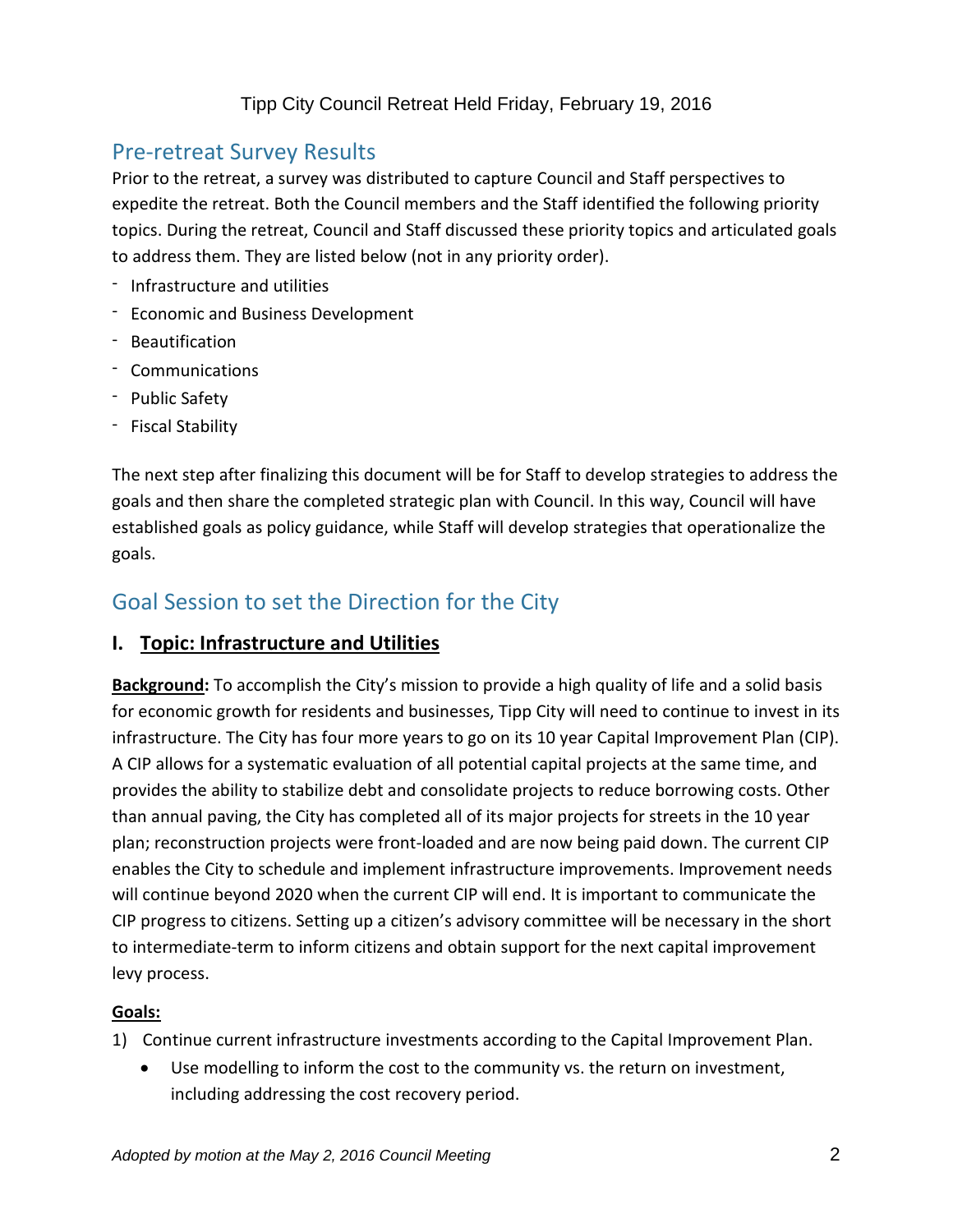Tipp City Council Retreat Held Friday, February 19, 2016

## Pre-retreat Survey Results

Prior to the retreat, a survey was distributed to capture Council and Staff perspectives to expedite the retreat. Both the Council members and the Staff identified the following priority topics. During the retreat, Council and Staff discussed these priority topics and articulated goals to address them. They are listed below (not in any priority order).

- Infrastructure and utilities
- Economic and Business Development
- Beautification
- Communications
- Public Safety
- Fiscal Stability

The next step after finalizing this document will be for Staff to develop strategies to address the goals and then share the completed strategic plan with Council. In this way, Council will have established goals as policy guidance, while Staff will develop strategies that operationalize the goals.

## Goal Session to set the Direction for the City

### I. <u>Topic: Infrastructure and Utilities</u>

**<u>Background</u>:** To accomplish the City's mission to provide a high quality of life and a solid basis for economic growth for residents and businesses, Tipp City will need to continue to invest in its infrastructure. The City has four more years to go on its 10 year Capital Improvement Plan (CIP). A CIP allows for a systematic evaluation of all potential capital projects at the same time, and provides the ability to stabilize debt and consolidate projects to reduce borrowing costs. Other than annual paving, the City has completed all of its major projects for streets in the 10 year plan; reconstruction projects were front-loaded and are now being paid down. The current CIP enables the City to schedule and implement infrastructure improvements. Improvement needs will continue beyond 2020 when the current CIP will end. It is important to communicate the CIP progress to citizens. Setting up a citizen's advisory committee will be necessary in the short to intermediate-term to inform citizens and obtain support for the next capital improvement levy process.

**<u>Goals:</u>**

1) Continue current infrastructure investments according to the Capital Improvement Plan.
   - Use modelling to inform the cost to the community vs. the return on investment, including addressing the cost recovery period.

*Adopted by motion at the May 2, 2016 Council Meeting*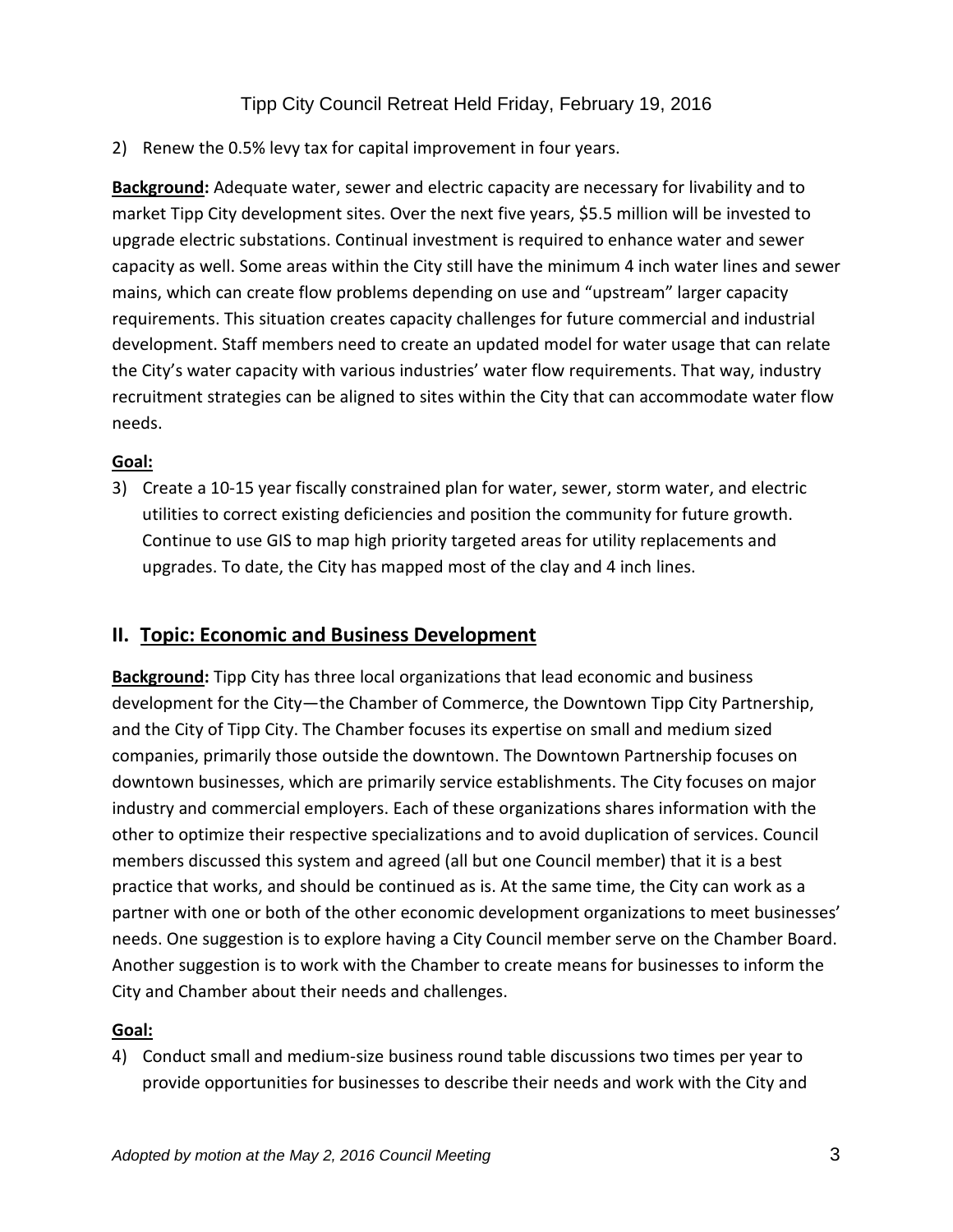2) Renew the 0.5% levy tax for capital improvement in four years.

**Background:** Adequate water, sewer and electric capacity are necessary for livability and to market Tipp City development sites. Over the next five years, $5.5 million will be invested to upgrade electric substations. Continual investment is required to enhance water and sewer capacity as well. Some areas within the City still have the minimum 4 inch water lines and sewer mains, which can create flow problems depending on use and "upstream" larger capacity requirements. This situation creates capacity challenges for future commercial and industrial development. Staff members need to create an updated model for water usage that can relate the City's water capacity with various industries' water flow requirements. That way, industry recruitment strategies can be aligned to sites within the City that can accommodate water flow needs.

**Goal:**

3) Create a 10-15 year fiscally constrained plan for water, sewer, storm water, and electric utilities to correct existing deficiencies and position the community for future growth. Continue to use GIS to map high priority targeted areas for utility replacements and upgrades. To date, the City has mapped most of the clay and 4 inch lines.

## II. Topic: Economic and Business Development

**Background:** Tipp City has three local organizations that lead economic and business development for the City—the Chamber of Commerce, the Downtown Tipp City Partnership, and the City of Tipp City. The Chamber focuses its expertise on small and medium sized companies, primarily those outside the downtown. The Downtown Partnership focuses on downtown businesses, which are primarily service establishments. The City focuses on major industry and commercial employers. Each of these organizations shares information with the other to optimize their respective specializations and to avoid duplication of services. Council members discussed this system and agreed (all but one Council member) that it is a best practice that works, and should be continued as is. At the same time, the City can work as a partner with one or both of the other economic development organizations to meet businesses' needs. One suggestion is to explore having a City Council member serve on the Chamber Board. Another suggestion is to work with the Chamber to create means for businesses to inform the City and Chamber about their needs and challenges.

**Goal:**

4) Conduct small and medium-size business round table discussions two times per year to provide opportunities for businesses to describe their needs and work with the City and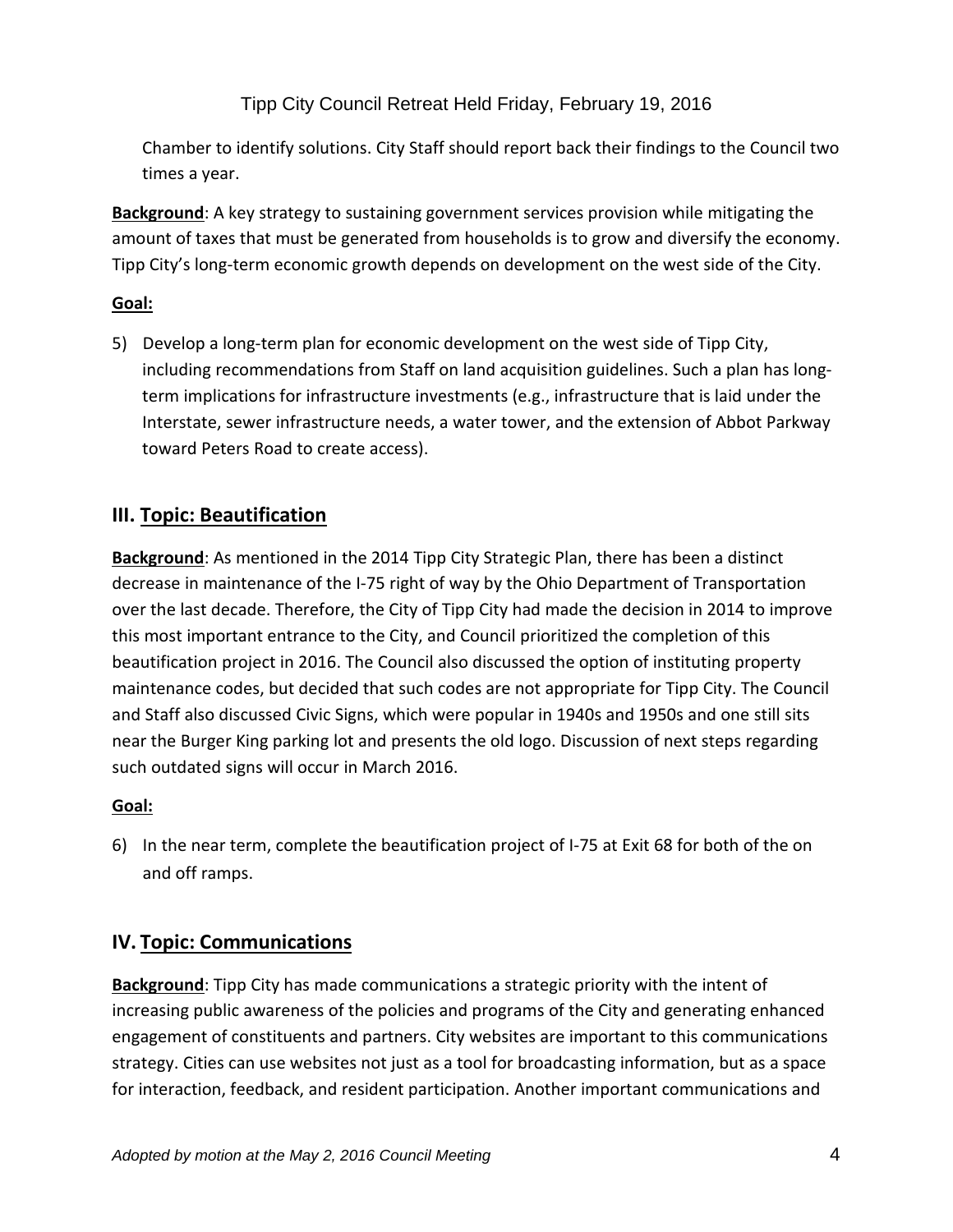Chamber to identify solutions. City Staff should report back their findings to the Council two times a year.

**Background**: A key strategy to sustaining government services provision while mitigating the amount of taxes that must be generated from households is to grow and diversify the economy. Tipp City's long-term economic growth depends on development on the west side of the City.

**Goal:**

5) Develop a long-term plan for economic development on the west side of Tipp City, including recommendations from Staff on land acquisition guidelines. Such a plan has long-term implications for infrastructure investments (e.g., infrastructure that is laid under the Interstate, sewer infrastructure needs, a water tower, and the extension of Abbot Parkway toward Peters Road to create access).

## III. Topic: Beautification

**Background**: As mentioned in the 2014 Tipp City Strategic Plan, there has been a distinct decrease in maintenance of the I-75 right of way by the Ohio Department of Transportation over the last decade. Therefore, the City of Tipp City had made the decision in 2014 to improve this most important entrance to the City, and Council prioritized the completion of this beautification project in 2016. The Council also discussed the option of instituting property maintenance codes, but decided that such codes are not appropriate for Tipp City. The Council and Staff also discussed Civic Signs, which were popular in 1940s and 1950s and one still sits near the Burger King parking lot and presents the old logo. Discussion of next steps regarding such outdated signs will occur in March 2016.

**Goal:**

6) In the near term, complete the beautification project of I-75 at Exit 68 for both of the on and off ramps.

## IV. Topic: Communications

**Background**: Tipp City has made communications a strategic priority with the intent of increasing public awareness of the policies and programs of the City and generating enhanced engagement of constituents and partners. City websites are important to this communications strategy. Cities can use websites not just as a tool for broadcasting information, but as a space for interaction, feedback, and resident participation. Another important communications and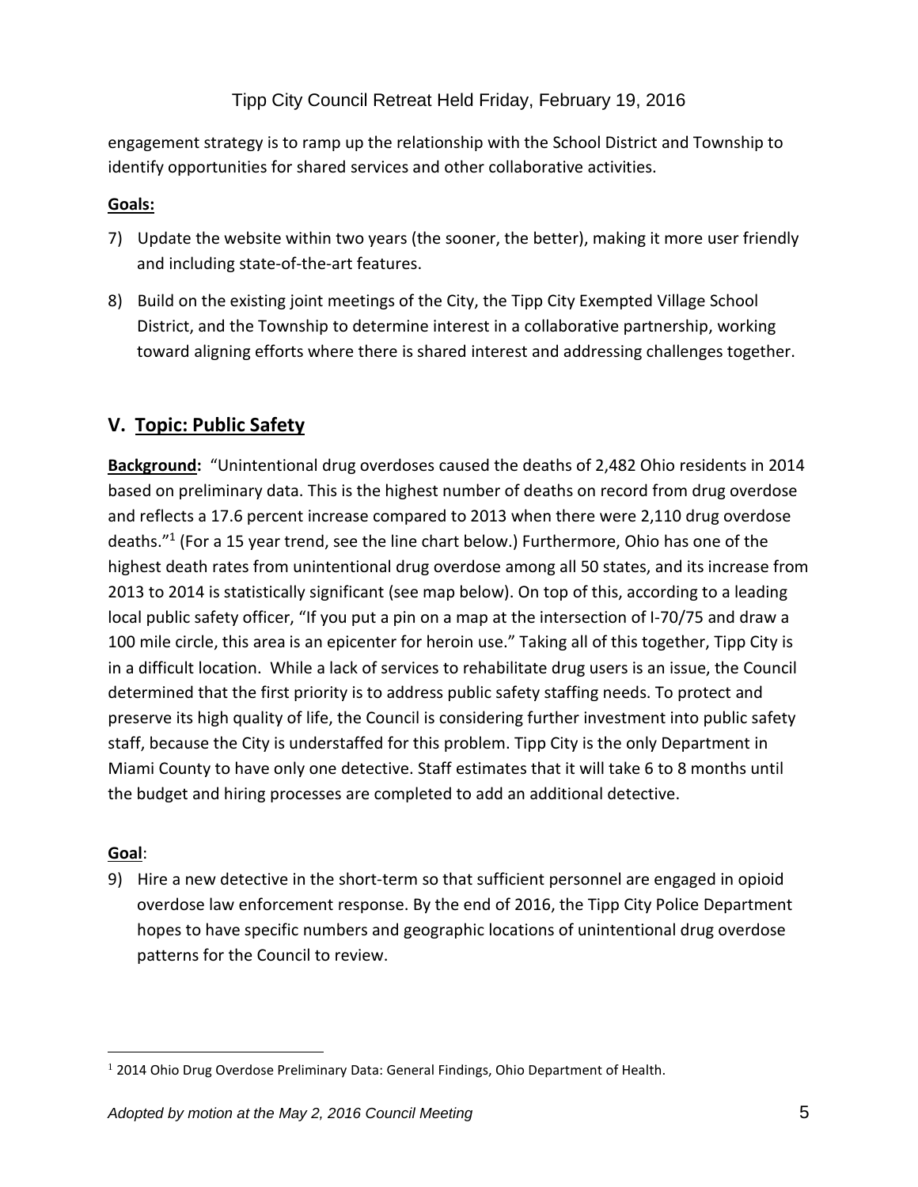engagement strategy is to ramp up the relationship with the School District and Township to identify opportunities for shared services and other collaborative activities.

**Goals:**

7) Update the website within two years (the sooner, the better), making it more user friendly and including state-of-the-art features.

8) Build on the existing joint meetings of the City, the Tipp City Exempted Village School District, and the Township to determine interest in a collaborative partnership, working toward aligning efforts where there is shared interest and addressing challenges together.

## V. Topic: Public Safety

**Background:** "Unintentional drug overdoses caused the deaths of 2,482 Ohio residents in 2014 based on preliminary data. This is the highest number of deaths on record from drug overdose and reflects a 17.6 percent increase compared to 2013 when there were 2,110 drug overdose deaths."[1] (For a 15 year trend, see the line chart below.) Furthermore, Ohio has one of the highest death rates from unintentional drug overdose among all 50 states, and its increase from 2013 to 2014 is statistically significant (see map below). On top of this, according to a leading local public safety officer, "If you put a pin on a map at the intersection of I-70/75 and draw a 100 mile circle, this area is an epicenter for heroin use." Taking all of this together, Tipp City is in a difficult location. While a lack of services to rehabilitate drug users is an issue, the Council determined that the first priority is to address public safety staffing needs. To protect and preserve its high quality of life, the Council is considering further investment into public safety staff, because the City is understaffed for this problem. Tipp City is the only Department in Miami County to have only one detective. Staff estimates that it will take 6 to 8 months until the budget and hiring processes are completed to add an additional detective.

**Goal**:

9) Hire a new detective in the short-term so that sufficient personnel are engaged in opioid overdose law enforcement response. By the end of 2016, the Tipp City Police Department hopes to have specific numbers and geographic locations of unintentional drug overdose patterns for the Council to review.

---

[1] 2014 Ohio Drug Overdose Preliminary Data: General Findings, Ohio Department of Health.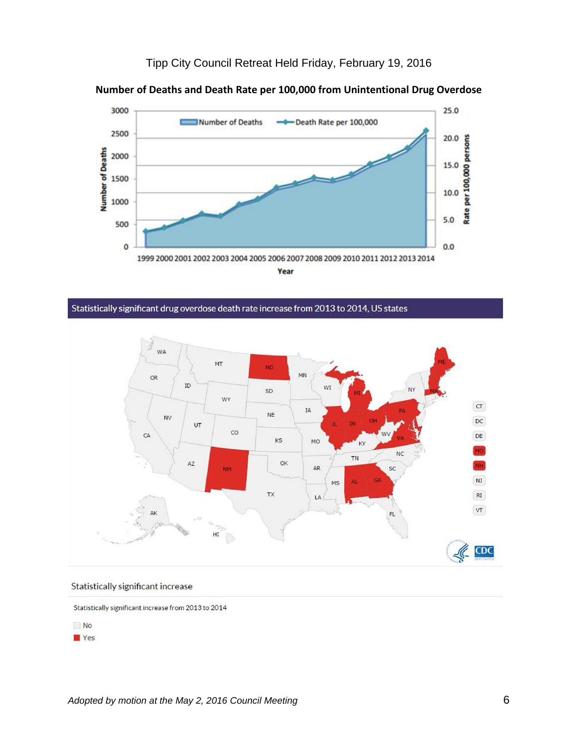Tipp City Council Retreat Held Friday, February 19, 2016

**Number of Deaths and Death Rate per 100,000 from Unintentional Drug Overdose**

Statistically significant drug overdose death rate increase from 2013 to 2014, US states

Statistically significant increase

Statistically significant increase from 2013 to 2014

No

Yes

*Adopted by motion at the May 2, 2016 Council Meeting*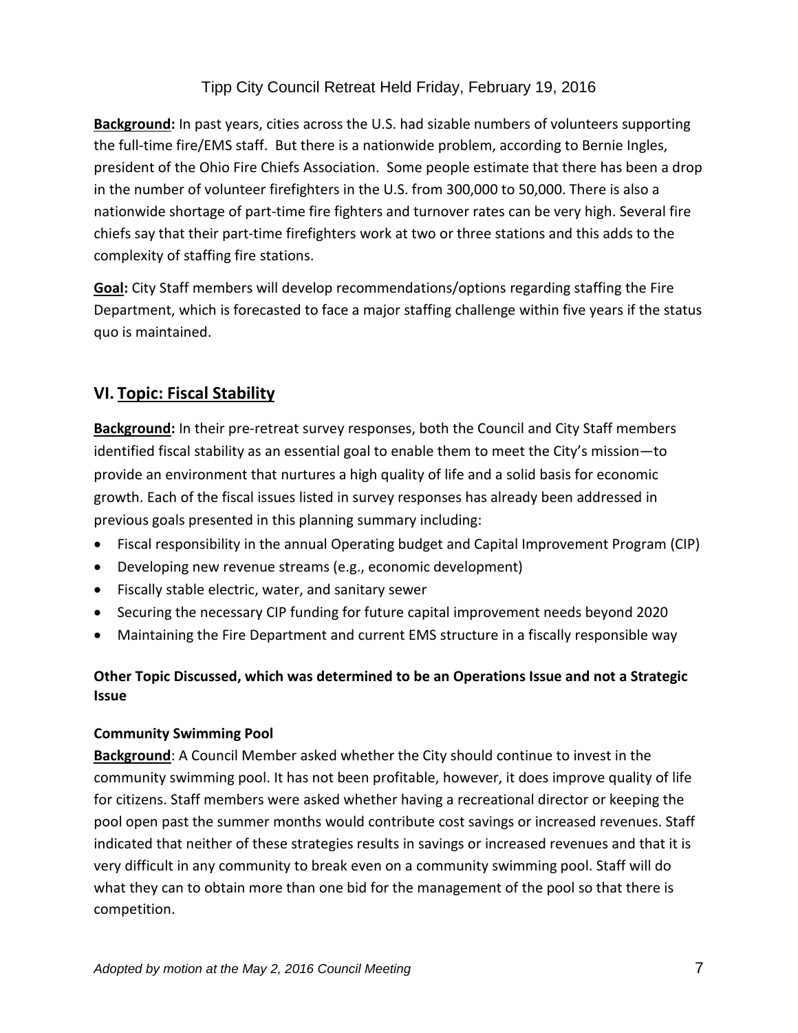**Background:** In past years, cities across the U.S. had sizable numbers of volunteers supporting the full-time fire/EMS staff. But there is a nationwide problem, according to Bernie Ingles, president of the Ohio Fire Chiefs Association. Some people estimate that there has been a drop in the number of volunteer firefighters in the U.S. from 300,000 to 50,000. There is also a nationwide shortage of part-time fire fighters and turnover rates can be very high. Several fire chiefs say that their part-time firefighters work at two or three stations and this adds to the complexity of staffing fire stations.

**Goal:** City Staff members will develop recommendations/options regarding staffing the Fire Department, which is forecasted to face a major staffing challenge within five years if the status quo is maintained.

## VI. Topic: Fiscal Stability

**Background:** In their pre-retreat survey responses, both the Council and City Staff members identified fiscal stability as an essential goal to enable them to meet the City's mission—to provide an environment that nurtures a high quality of life and a solid basis for economic growth. Each of the fiscal issues listed in survey responses has already been addressed in previous goals presented in this planning summary including:

- Fiscal responsibility in the annual Operating budget and Capital Improvement Program (CIP)
- Developing new revenue streams (e.g., economic development)
- Fiscally stable electric, water, and sanitary sewer
- Securing the necessary CIP funding for future capital improvement needs beyond 2020
- Maintaining the Fire Department and current EMS structure in a fiscally responsible way

### Other Topic Discussed, which was determined to be an Operations Issue and not a Strategic Issue

**Community Swimming Pool**

**Background**: A Council Member asked whether the City should continue to invest in the community swimming pool. It has not been profitable, however, it does improve quality of life for citizens. Staff members were asked whether having a recreational director or keeping the pool open past the summer months would contribute cost savings or increased revenues. Staff indicated that neither of these strategies results in savings or increased revenues and that it is very difficult in any community to break even on a community swimming pool. Staff will do what they can to obtain more than one bid for the management of the pool so that there is competition.